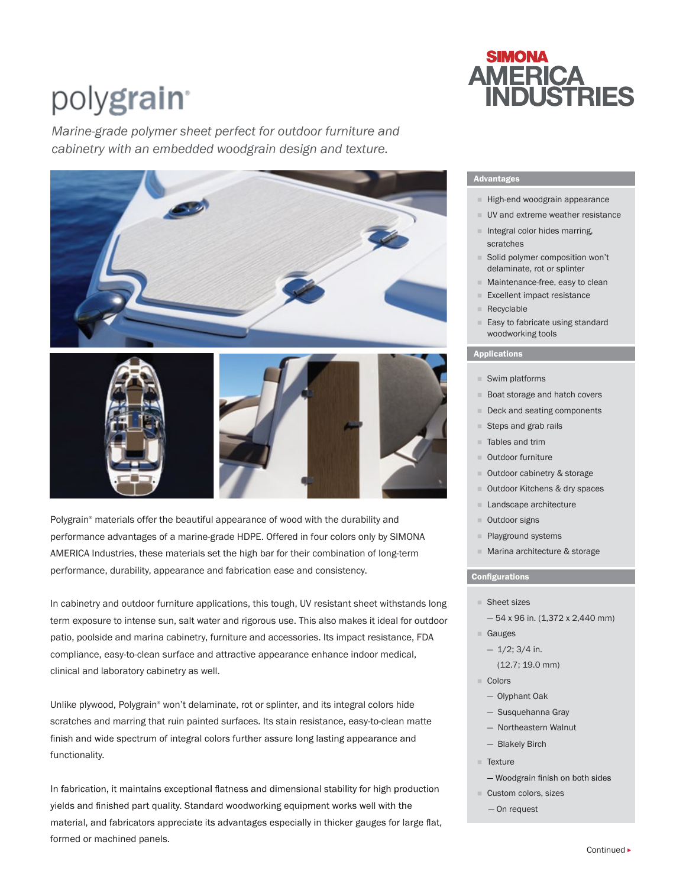# polygrain®

*Marine-grade polymer sheet perfect for outdoor furniture and cabinetry with an embedded woodgrain design and texture.*

SIMONA AMERICA INDUSTRIES

Polygrain® materials offer the beautiful appearance of wood with the durability and performance advantages of a marine-grade HDPE. Offered in four colors only by SIMONA AMERICA Industries, these materials set the high bar for their combination of long-term performance, durability, appearance and fabrication ease and consistency.

In cabinetry and outdoor furniture applications, this tough, UV resistant sheet withstands long term exposure to intense sun, salt water and rigorous use. This also makes it ideal for outdoor patio, poolside and marina cabinetry, furniture and accessories. Its impact resistance, FDA compliance, easy-to-clean surface and attractive appearance enhance indoor medical, clinical and laboratory cabinetry as well.

Unlike plywood, Polygrain® won't delaminate, rot or splinter, and its integral colors hide scratches and marring that ruin painted surfaces. Its stain resistance, easy-to-clean matte finish and wide spectrum of integral colors further assure long lasting appearance and functionality.

In fabrication, it maintains exceptional flatness and dimensional stability for high production yields and finished part quality. Standard woodworking equipment works well with the material, and fabricators appreciate its advantages especially in thicker gauges for large flat, formed or machined panels.

## Advantages

- High-end woodgrain appearance
- UV and extreme weather resistance
- Integral color hides marring, scratches
- Solid polymer composition won't delaminate, rot or splinter
- Maintenance-free, easy to clean
- Excellent impact resistance
- Recyclable
- Easy to fabricate using standard woodworking tools

## Applications

- Swim platforms
- Boat storage and hatch covers
- Deck and seating components
- Steps and grab rails
- Tables and trim
- Outdoor furniture
- Outdoor cabinetry & storage
- Outdoor Kitchens & dry spaces
- Landscape architecture
- Outdoor signs
- Playground systems
- Marina architecture & storage

## Configurations

- Sheet sizes
  - 54 x 96 in. (1,372 x 2,440 mm)
- Gauges
  - 1/2; 3/4 in. (12.7; 19.0 mm)
- Colors
  - Olyphant Oak
  - Susquehanna Gray
  - Northeastern Walnut
  - Blakely Birch
- Texture
  - Woodgrain finish on both sides
- Custom colors, sizes
  - On request

Continued ▸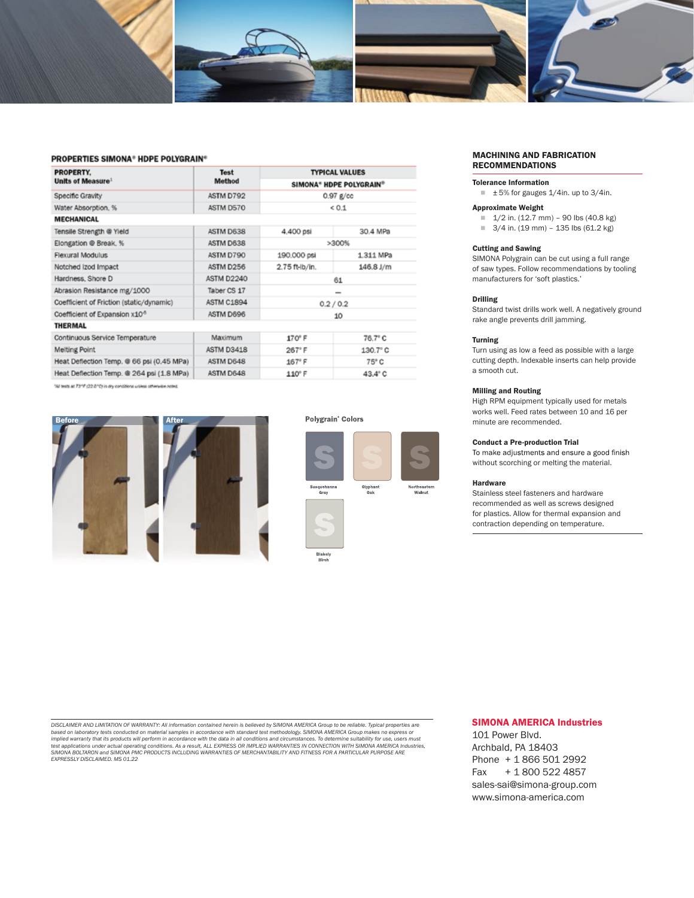## PROPERTIES SIMONA® HDPE POLYGRAIN®

| PROPERTY, Units of Measure[1] | Test Method | TYPICAL VALUES SIMONA® HDPE POLYGRAIN® | |
|---|---|---|---|
| Specific Gravity | ASTM D792 | 0.97 g/cc | |
| Water Absorption, % | ASTM D570 | < 0.1 | |
| **MECHANICAL** | | | |
| Tensile Strength @ Yield | ASTM D638 | 4,400 psi | 30.4 MPa |
| Elongation @ Break, % | ASTM D638 | >300% | |
| Flexural Modulus | ASTM D790 | 190,000 psi | 1,311 MPa |
| Notched Izod Impact | ASTM D256 | 2.75 ft-lb/in. | 146.8 J/m |
| Hardness, Shore D | ASTM D2240 | 61 | |
| Abrasion Resistance mg/1000 | Taber CS 17 | – | |
| Coefficient of Friction (static/dynamic) | ASTM C1894 | 0.2 / 0.2 | |
| Coefficient of Expansion x10⁻⁵ | ASTM D696 | 10 | |
| **THERMAL** | | | |
| Continuous Service Temperature | Maximum | 170° F | 76.7° C |
| Melting Point | ASTM D3418 | 267° F | 130.7° C |
| Heat Deflection Temp. @ 66 psi (0.45 MPa) | ASTM D648 | 167° F | 75° C |
| Heat Deflection Temp. @ 264 psi (1.8 MPa) | ASTM D648 | 110° F | 43.4° C |

[1]All tests at 73°F (22.8°C) in dry conditions unless otherwise noted.

Before

After

### Polygrain® Colors

Susquehanna Gray

Olyphant Oak

Northeastern Walnut

Blakely Birch

## MACHINING AND FABRICATION RECOMMENDATIONS

**Tolerance Information**

- ± 5% for gauges 1/4in. up to 3/4in.

**Approximate Weight**

- 1/2 in. (12.7 mm) – 90 lbs (40.8 kg)
- 3/4 in. (19 mm) – 135 lbs (61.2 kg)

**Cutting and Sawing**

SIMONA Polygrain can be cut using a full range of saw types. Follow recommendations by tooling manufacturers for 'soft plastics.'

**Drilling**

Standard twist drills work well. A negatively ground rake angle prevents drill jamming.

**Turning**

Turn using as low a feed as possible with a large cutting depth. Indexable inserts can help provide a smooth cut.

**Milling and Routing**

High RPM equipment typically used for metals works well. Feed rates between 10 and 16 per minute are recommended.

**Conduct a Pre-production Trial**

To make adjustments and ensure a good finish without scorching or melting the material.

**Hardware**

Stainless steel fasteners and hardware recommended as well as screws designed for plastics. Allow for thermal expansion and contraction depending on temperature.

*DISCLAIMER AND LIMITATION OF WARRANTY: All information contained herein is believed by SIMONA AMERICA Group to be reliable. Typical properties are based on laboratory tests conducted on material samples in accordance with standard test methodology. SIMONA AMERICA Group makes no express or implied warranty that its products will perform in accordance with the data in all conditions and circumstances. To determine suitability for use, users must test applications under actual operating conditions. As a result, ALL EXPRESS OR IMPLIED WARRANTIES IN CONNECTION WITH SIMONA AMERICA Industries, SIMONA BOLTARON and SIMONA PMC PRODUCTS INCLUDING WARRANTIES OF MERCHANTABILITY AND FITNESS FOR A PARTICULAR PURPOSE ARE EXPRESSLY DISCLAIMED. MS 01.22*

**SIMONA AMERICA Industries**
101 Power Blvd.
Archbald, PA 18403
Phone + 1 866 501 2992
Fax + 1 800 522 4857
sales-sai@simona-group.com
www.simona-america.com